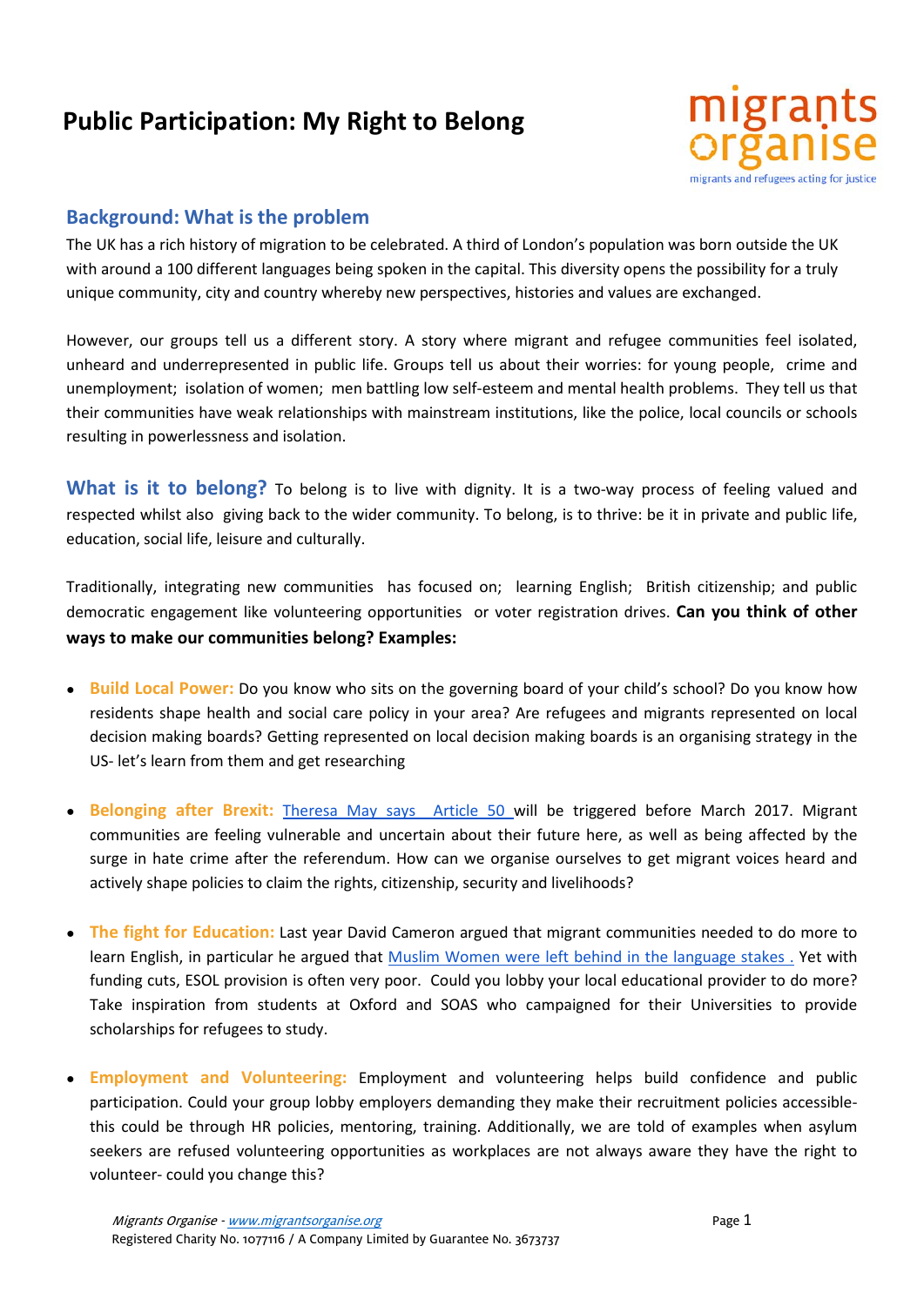# Public Participation: My Right to Belong

migrants organise
migrants and refugees acting for justice

## Background: What is the problem

The UK has a rich history of migration to be celebrated. A third of London's population was born outside the UK with around a 100 different languages being spoken in the capital. This diversity opens the possibility for a truly unique community, city and country whereby new perspectives, histories and values are exchanged.

However, our groups tell us a different story. A story where migrant and refugee communities feel isolated, unheard and underrepresented in public life. Groups tell us about their worries: for young people, crime and unemployment; isolation of women; men battling low self-esteem and mental health problems. They tell us that their communities have weak relationships with mainstream institutions, like the police, local councils or schools resulting in powerlessness and isolation.

**What is it to belong?** To belong is to live with dignity. It is a two-way process of feeling valued and respected whilst also giving back to the wider community. To belong, is to thrive: be it in private and public life, education, social life, leisure and culturally.

Traditionally, integrating new communities has focused on; learning English; British citizenship; and public democratic engagement like volunteering opportunities or voter registration drives. **Can you think of other ways to make our communities belong? Examples:**

- **Build Local Power:** Do you know who sits on the governing board of your child's school? Do you know how residents shape health and social care policy in your area? Are refugees and migrants represented on local decision making boards? Getting represented on local decision making boards is an organising strategy in the US- let's learn from them and get researching

- **Belonging after Brexit:** Theresa May says Article 50 will be triggered before March 2017. Migrant communities are feeling vulnerable and uncertain about their future here, as well as being affected by the surge in hate crime after the referendum. How can we organise ourselves to get migrant voices heard and actively shape policies to claim the rights, citizenship, security and livelihoods?

- **The fight for Education:** Last year David Cameron argued that migrant communities needed to do more to learn English, in particular he argued that Muslim Women were left behind in the language stakes . Yet with funding cuts, ESOL provision is often very poor. Could you lobby your local educational provider to do more? Take inspiration from students at Oxford and SOAS who campaigned for their Universities to provide scholarships for refugees to study.

- **Employment and Volunteering:** Employment and volunteering helps build confidence and public participation. Could your group lobby employers demanding they make their recruitment policies accessible- this could be through HR policies, mentoring, training. Additionally, we are told of examples when asylum seekers are refused volunteering opportunities as workplaces are not always aware they have the right to volunteer- could you change this?

*Migrants Organise - www.migrantsorganise.org*
Registered Charity No. 1077116 / A Company Limited by Guarantee No. 3673737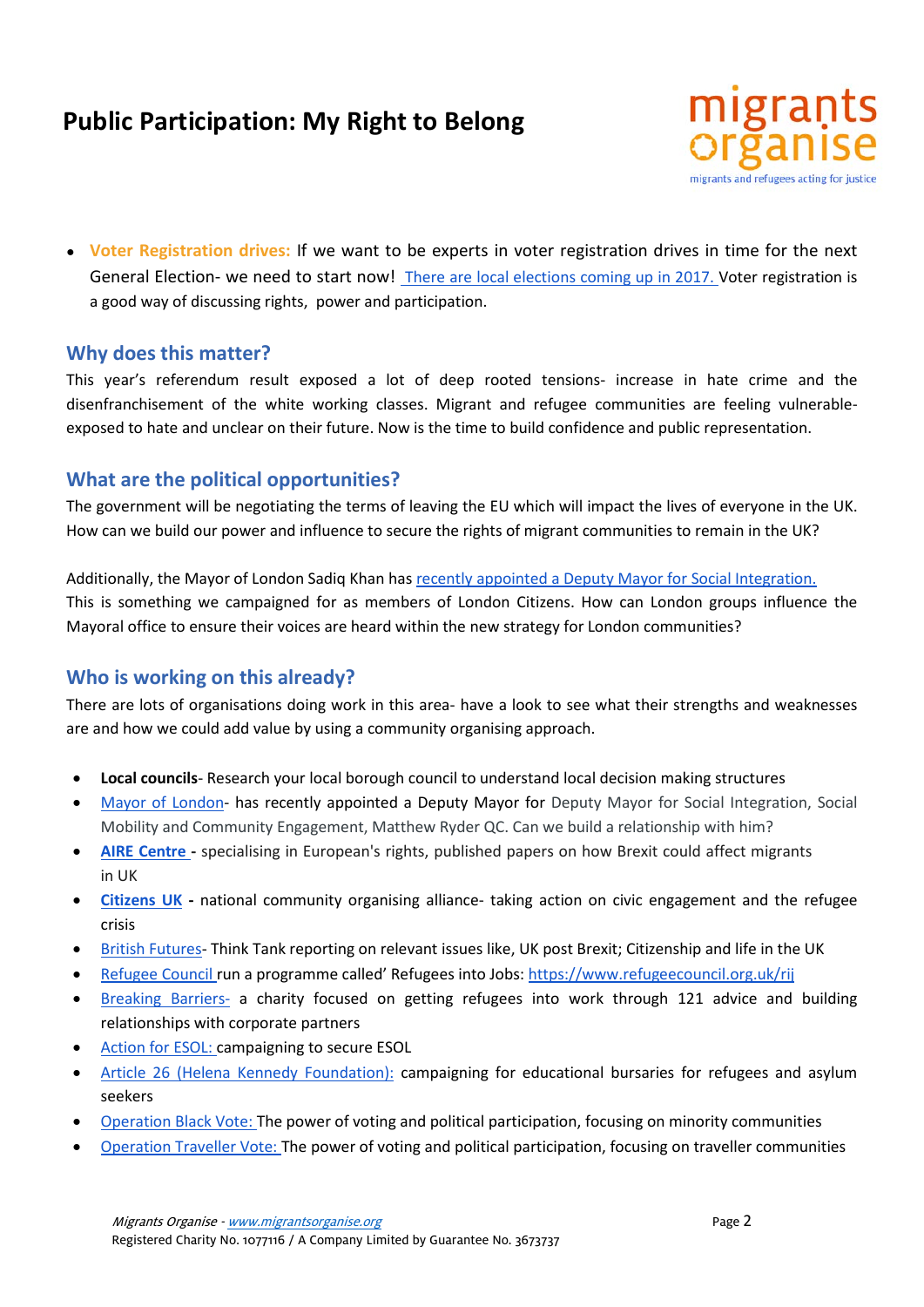# Public Participation: My Right to Belong

- **Voter Registration drives:** If we want to be experts in voter registration drives in time for the next General Election- we need to start now! There are local elections coming up in 2017. Voter registration is a good way of discussing rights, power and participation.

## Why does this matter?

This year's referendum result exposed a lot of deep rooted tensions- increase in hate crime and the disenfranchisement of the white working classes. Migrant and refugee communities are feeling vulnerable- exposed to hate and unclear on their future. Now is the time to build confidence and public representation.

## What are the political opportunities?

The government will be negotiating the terms of leaving the EU which will impact the lives of everyone in the UK. How can we build our power and influence to secure the rights of migrant communities to remain in the UK?

Additionally, the Mayor of London Sadiq Khan has recently appointed a Deputy Mayor for Social Integration. This is something we campaigned for as members of London Citizens. How can London groups influence the Mayoral office to ensure their voices are heard within the new strategy for London communities?

## Who is working on this already?

There are lots of organisations doing work in this area- have a look to see what their strengths and weaknesses are and how we could add value by using a community organising approach.

- **Local councils**- Research your local borough council to understand local decision making structures
- Mayor of London- has recently appointed a Deputy Mayor for Deputy Mayor for Social Integration, Social Mobility and Community Engagement, Matthew Ryder QC. Can we build a relationship with him?
- **AIRE Centre** - specialising in European's rights, published papers on how Brexit could affect migrants in UK
- **Citizens UK** - national community organising alliance- taking action on civic engagement and the refugee crisis
- British Futures- Think Tank reporting on relevant issues like, UK post Brexit; Citizenship and life in the UK
- Refugee Council run a programme called' Refugees into Jobs: https://www.refugeecouncil.org.uk/rij
- Breaking Barriers- a charity focused on getting refugees into work through 121 advice and building relationships with corporate partners
- Action for ESOL: campaigning to secure ESOL
- Article 26 (Helena Kennedy Foundation): campaigning for educational bursaries for refugees and asylum seekers
- Operation Black Vote: The power of voting and political participation, focusing on minority communities
- Operation Traveller Vote: The power of voting and political participation, focusing on traveller communities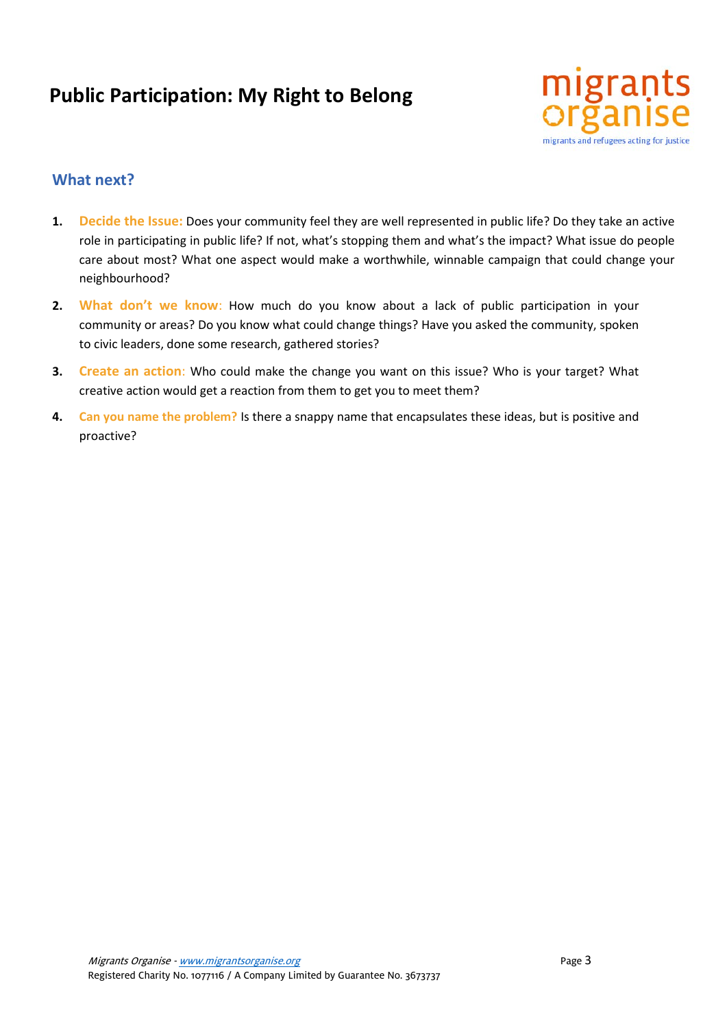## What next?

1. **Decide the Issue:** Does your community feel they are well represented in public life? Do they take an active role in participating in public life? If not, what's stopping them and what's the impact? What issue do people care about most? What one aspect would make a worthwhile, winnable campaign that could change your neighbourhood?
2. **What don't we know**: How much do you know about a lack of public participation in your community or areas? Do you know what could change things? Have you asked the community, spoken to civic leaders, done some research, gathered stories?
3. **Create an action**: Who could make the change you want on this issue? Who is your target? What creative action would get a reaction from them to get you to meet them?
4. **Can you name the problem?** Is there a snappy name that encapsulates these ideas, but is positive and proactive?